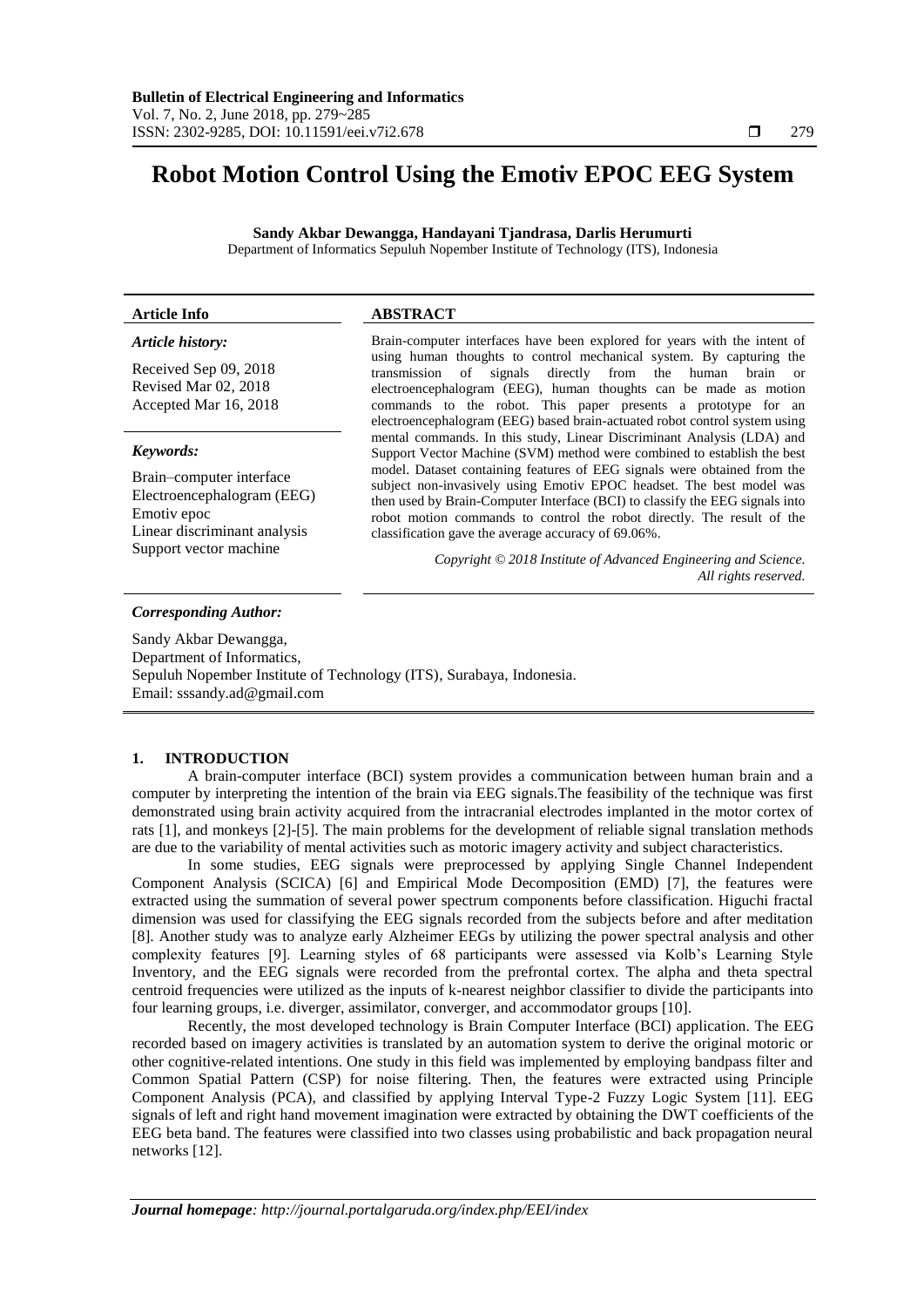# Robot Motion Control Using the Emotiv EPOC EEG System

**Sandy Akbar Dewangga, Handayani Tjandrasa, Darlis Herumurti**

Department of Informatics Sepuluh Nopember Institute of Technology (ITS), Indonesia

| Article Info | ABSTRACT |
|---|---|
| ***Article history:*** <br> Received Sep 09, 2018 <br> Revised Mar 02, 2018 <br> Accepted Mar 16, 2018 <br><br> ***Keywords:*** <br> Brain–computer interface <br> Electroencephalogram (EEG) <br> Emotiv epoc <br> Linear discriminant analysis <br> Support vector machine | Brain-computer interfaces have been explored for years with the intent of using human thoughts to control mechanical system. By capturing the transmission of signals directly from the human brain or electroencephalogram (EEG), human thoughts can be made as motion commands to the robot. This paper presents a prototype for an electroencephalogram (EEG) based brain-actuated robot control system using mental commands. In this study, Linear Discriminant Analysis (LDA) and Support Vector Machine (SVM) method were combined to establish the best model. Dataset containing features of EEG signals were obtained from the subject non-invasively using Emotiv EPOC headset. The best model was then used by Brain-Computer Interface (BCI) to classify the EEG signals into robot motion commands to control the robot directly. The result of the classification gave the average accuracy of 69.06%. <br><br> *Copyright © 2018 Institute of Advanced Engineering and Science. All rights reserved.* |

***Corresponding Author:***

Sandy Akbar Dewangga,
Department of Informatics,
Sepuluh Nopember Institute of Technology (ITS), Surabaya, Indonesia.
Email: sssandy.ad@gmail.com

## 1. INTRODUCTION

A brain-computer interface (BCI) system provides a communication between human brain and a computer by interpreting the intention of the brain via EEG signals.The feasibility of the technique was first demonstrated using brain activity acquired from the intracranial electrodes implanted in the motor cortex of rats [1], and monkeys [2]-[5]. The main problems for the development of reliable signal translation methods are due to the variability of mental activities such as motoric imagery activity and subject characteristics.

In some studies, EEG signals were preprocessed by applying Single Channel Independent Component Analysis (SCICA) [6] and Empirical Mode Decomposition (EMD) [7], the features were extracted using the summation of several power spectrum components before classification. Higuchi fractal dimension was used for classifying the EEG signals recorded from the subjects before and after meditation [8]. Another study was to analyze early Alzheimer EEGs by utilizing the power spectral analysis and other complexity features [9]. Learning styles of 68 participants were assessed via Kolb's Learning Style Inventory, and the EEG signals were recorded from the prefrontal cortex. The alpha and theta spectral centroid frequencies were utilized as the inputs of k-nearest neighbor classifier to divide the participants into four learning groups, i.e. diverger, assimilator, converger, and accommodator groups [10].

Recently, the most developed technology is Brain Computer Interface (BCI) application. The EEG recorded based on imagery activities is translated by an automation system to derive the original motoric or other cognitive-related intentions. One study in this field was implemented by employing bandpass filter and Common Spatial Pattern (CSP) for noise filtering. Then, the features were extracted using Principle Component Analysis (PCA), and classified by applying Interval Type-2 Fuzzy Logic System [11]. EEG signals of left and right hand movement imagination were extracted by obtaining the DWT coefficients of the EEG beta band. The features were classified into two classes using probabilistic and back propagation neural networks [12].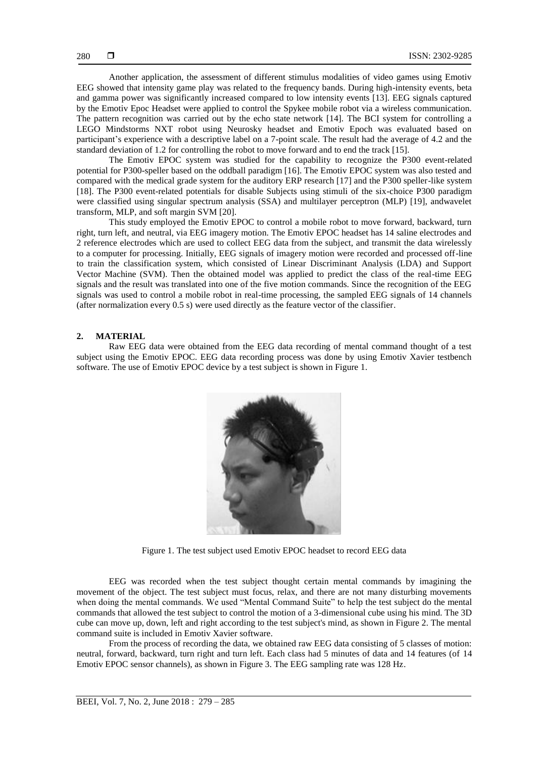Another application, the assessment of different stimulus modalities of video games using Emotiv EEG showed that intensity game play was related to the frequency bands. During high-intensity events, beta and gamma power was significantly increased compared to low intensity events [13]. EEG signals captured by the Emotiv Epoc Headset were applied to control the Spykee mobile robot via a wireless communication. The pattern recognition was carried out by the echo state network [14]. The BCI system for controlling a LEGO Mindstorms NXT robot using Neurosky headset and Emotiv Epoch was evaluated based on participant's experience with a descriptive label on a 7-point scale. The result had the average of 4.2 and the standard deviation of 1.2 for controlling the robot to move forward and to end the track [15].

The Emotiv EPOC system was studied for the capability to recognize the P300 event-related potential for P300-speller based on the oddball paradigm [16]. The Emotiv EPOC system was also tested and compared with the medical grade system for the auditory ERP research [17] and the P300 speller-like system [18]. The P300 event-related potentials for disable Subjects using stimuli of the six-choice P300 paradigm were classified using singular spectrum analysis (SSA) and multilayer perceptron (MLP) [19], andwavelet transform, MLP, and soft margin SVM [20].

This study employed the Emotiv EPOC to control a mobile robot to move forward, backward, turn right, turn left, and neutral, via EEG imagery motion. The Emotiv EPOC headset has 14 saline electrodes and 2 reference electrodes which are used to collect EEG data from the subject, and transmit the data wirelessly to a computer for processing. Initially, EEG signals of imagery motion were recorded and processed off-line to train the classification system, which consisted of Linear Discriminant Analysis (LDA) and Support Vector Machine (SVM). Then the obtained model was applied to predict the class of the real-time EEG signals and the result was translated into one of the five motion commands. Since the recognition of the EEG signals was used to control a mobile robot in real-time processing, the sampled EEG signals of 14 channels (after normalization every 0.5 s) were used directly as the feature vector of the classifier.

## 2. MATERIAL

Raw EEG data were obtained from the EEG data recording of mental command thought of a test subject using the Emotiv EPOC. EEG data recording process was done by using Emotiv Xavier testbench software. The use of Emotiv EPOC device by a test subject is shown in Figure 1.

Figure 1. The test subject used Emotiv EPOC headset to record EEG data

EEG was recorded when the test subject thought certain mental commands by imagining the movement of the object. The test subject must focus, relax, and there are not many disturbing movements when doing the mental commands. We used "Mental Command Suite" to help the test subject do the mental commands that allowed the test subject to control the motion of a 3-dimensional cube using his mind. The 3D cube can move up, down, left and right according to the test subject's mind, as shown in Figure 2. The mental command suite is included in Emotiv Xavier software.

From the process of recording the data, we obtained raw EEG data consisting of 5 classes of motion: neutral, forward, backward, turn right and turn left. Each class had 5 minutes of data and 14 features (of 14 Emotiv EPOC sensor channels), as shown in Figure 3. The EEG sampling rate was 128 Hz.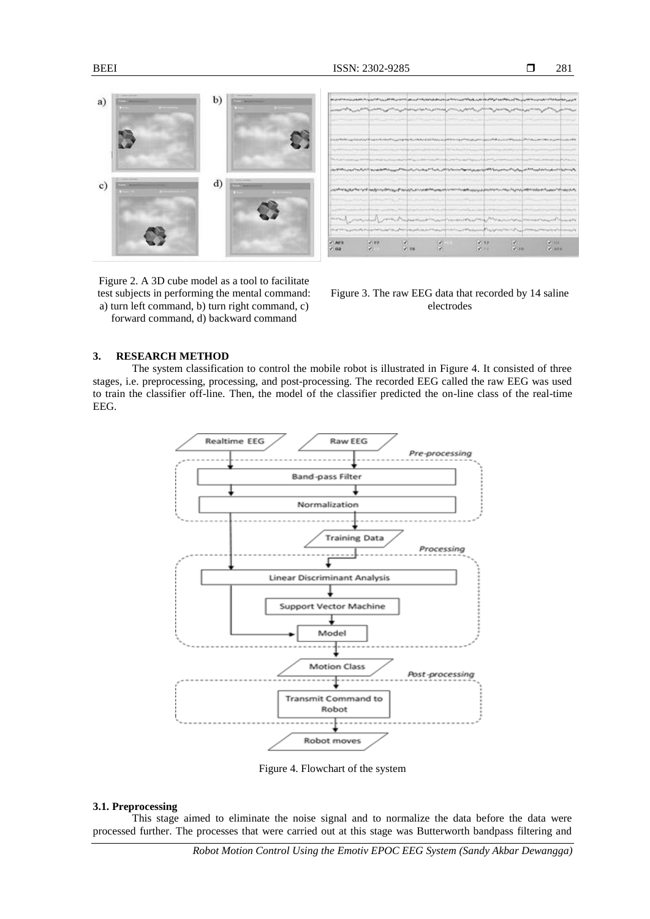Figure 2. A 3D cube model as a tool to facilitate test subjects in performing the mental command: a) turn left command, b) turn right command, c) forward command, d) backward command

Figure 3. The raw EEG data that recorded by 14 saline electrodes

## 3. RESEARCH METHOD

The system classification to control the mobile robot is illustrated in Figure 4. It consisted of three stages, i.e. preprocessing, processing, and post-processing. The recorded EEG called the raw EEG was used to train the classifier off-line. Then, the model of the classifier predicted the on-line class of the real-time EEG.

Figure 4. Flowchart of the system

### 3.1. Preprocessing

This stage aimed to eliminate the noise signal and to normalize the data before the data were processed further. The processes that were carried out at this stage was Butterworth bandpass filtering and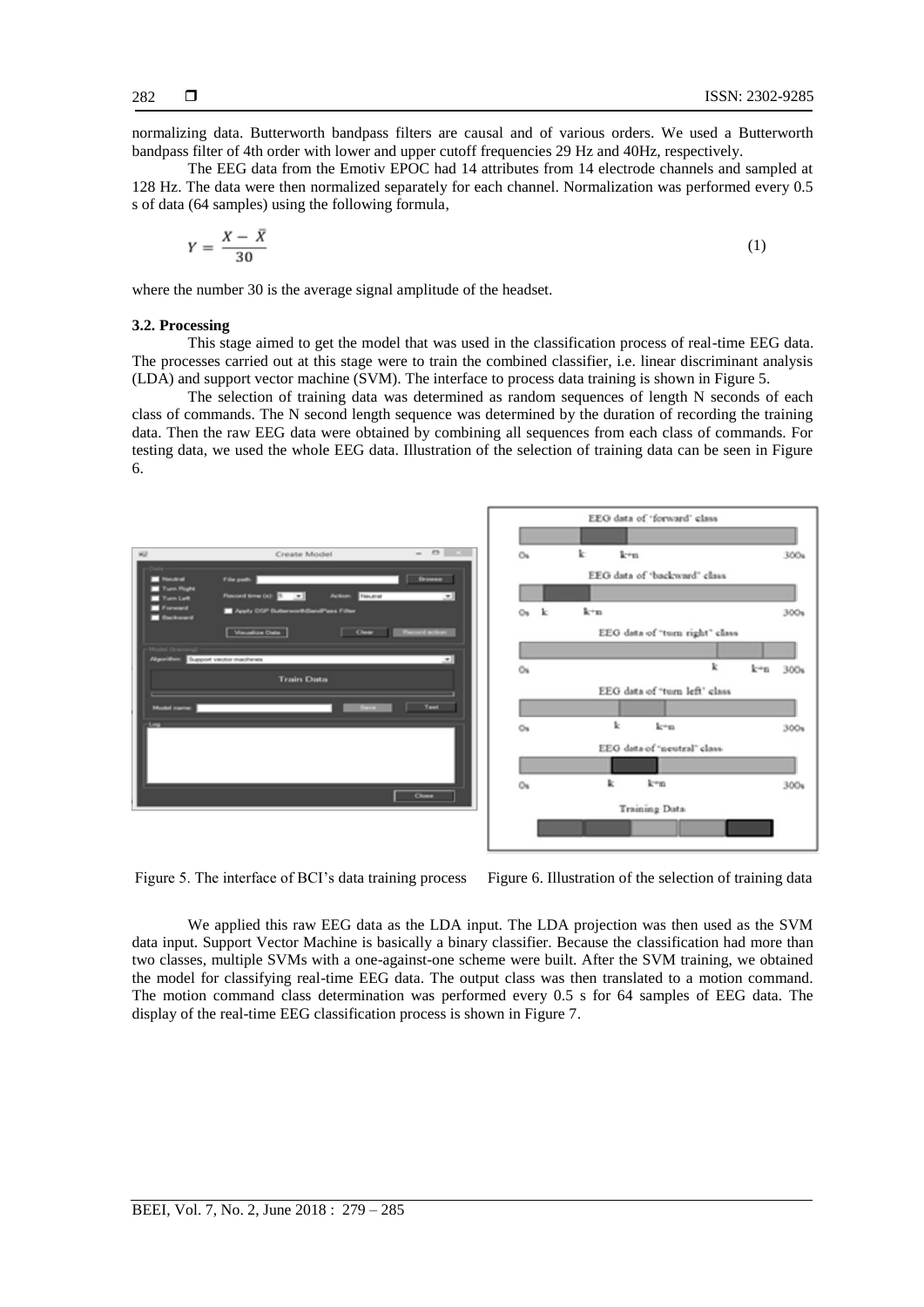normalizing data. Butterworth bandpass filters are causal and of various orders. We used a Butterworth bandpass filter of 4th order with lower and upper cutoff frequencies 29 Hz and 40Hz, respectively.

The EEG data from the Emotiv EPOC had 14 attributes from 14 electrode channels and sampled at 128 Hz. The data were then normalized separately for each channel. Normalization was performed every 0.5 s of data (64 samples) using the following formula,

$$Y = \frac{X - \bar{X}}{30} \tag{1}$$

where the number 30 is the average signal amplitude of the headset.

### 3.2. Processing

This stage aimed to get the model that was used in the classification process of real-time EEG data. The processes carried out at this stage were to train the combined classifier, i.e. linear discriminant analysis (LDA) and support vector machine (SVM). The interface to process data training is shown in Figure 5.

The selection of training data was determined as random sequences of length N seconds of each class of commands. The N second length sequence was determined by the duration of recording the training data. Then the raw EEG data were obtained by combining all sequences from each class of commands. For testing data, we used the whole EEG data. Illustration of the selection of training data can be seen in Figure 6.

Figure 5. The interface of BCI's data training process

Figure 6. Illustration of the selection of training data

We applied this raw EEG data as the LDA input. The LDA projection was then used as the SVM data input. Support Vector Machine is basically a binary classifier. Because the classification had more than two classes, multiple SVMs with a one-against-one scheme were built. After the SVM training, we obtained the model for classifying real-time EEG data. The output class was then translated to a motion command. The motion command class determination was performed every 0.5 s for 64 samples of EEG data. The display of the real-time EEG classification process is shown in Figure 7.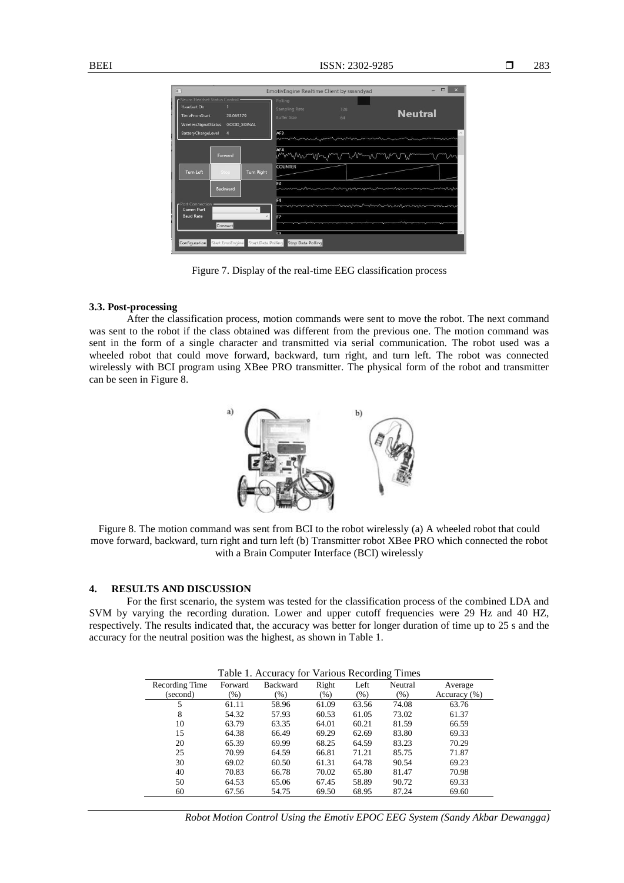Figure 7. Display of the real-time EEG classification process

### 3.3. Post-processing

After the classification process, motion commands were sent to move the robot. The next command was sent to the robot if the class obtained was different from the previous one. The motion command was sent in the form of a single character and transmitted via serial communication. The robot used was a wheeled robot that could move forward, backward, turn right, and turn left. The robot was connected wirelessly with BCI program using XBee PRO transmitter. The physical form of the robot and transmitter can be seen in Figure 8.

Figure 8. The motion command was sent from BCI to the robot wirelessly (a) A wheeled robot that could move forward, backward, turn right and turn left (b) Transmitter robot XBee PRO which connected the robot with a Brain Computer Interface (BCI) wirelessly

## 4. RESULTS AND DISCUSSION

For the first scenario, the system was tested for the classification process of the combined LDA and SVM by varying the recording duration. Lower and upper cutoff frequencies were 29 Hz and 40 HZ, respectively. The results indicated that, the accuracy was better for longer duration of time up to 25 s and the accuracy for the neutral position was the highest, as shown in Table 1.

Table 1. Accuracy for Various Recording Times

| Recording Time (second) | Forward (%) | Backward (%) | Right (%) | Left (%) | Neutral (%) | Average Accuracy (%) |
|---|---|---|---|---|---|---|
| 5 | 61.11 | 58.96 | 61.09 | 63.56 | 74.08 | 63.76 |
| 8 | 54.32 | 57.93 | 60.53 | 61.05 | 73.02 | 61.37 |
| 10 | 63.79 | 63.35 | 64.01 | 60.21 | 81.59 | 66.59 |
| 15 | 64.38 | 66.49 | 69.29 | 62.69 | 83.80 | 69.33 |
| 20 | 65.39 | 69.99 | 68.25 | 64.59 | 83.23 | 70.29 |
| 25 | 70.99 | 64.59 | 66.81 | 71.21 | 85.75 | 71.87 |
| 30 | 69.02 | 60.50 | 61.31 | 64.78 | 90.54 | 69.23 |
| 40 | 70.83 | 66.78 | 70.02 | 65.80 | 81.47 | 70.98 |
| 50 | 64.53 | 65.06 | 67.45 | 58.89 | 90.72 | 69.33 |
| 60 | 67.56 | 54.75 | 69.50 | 68.95 | 87.24 | 69.60 |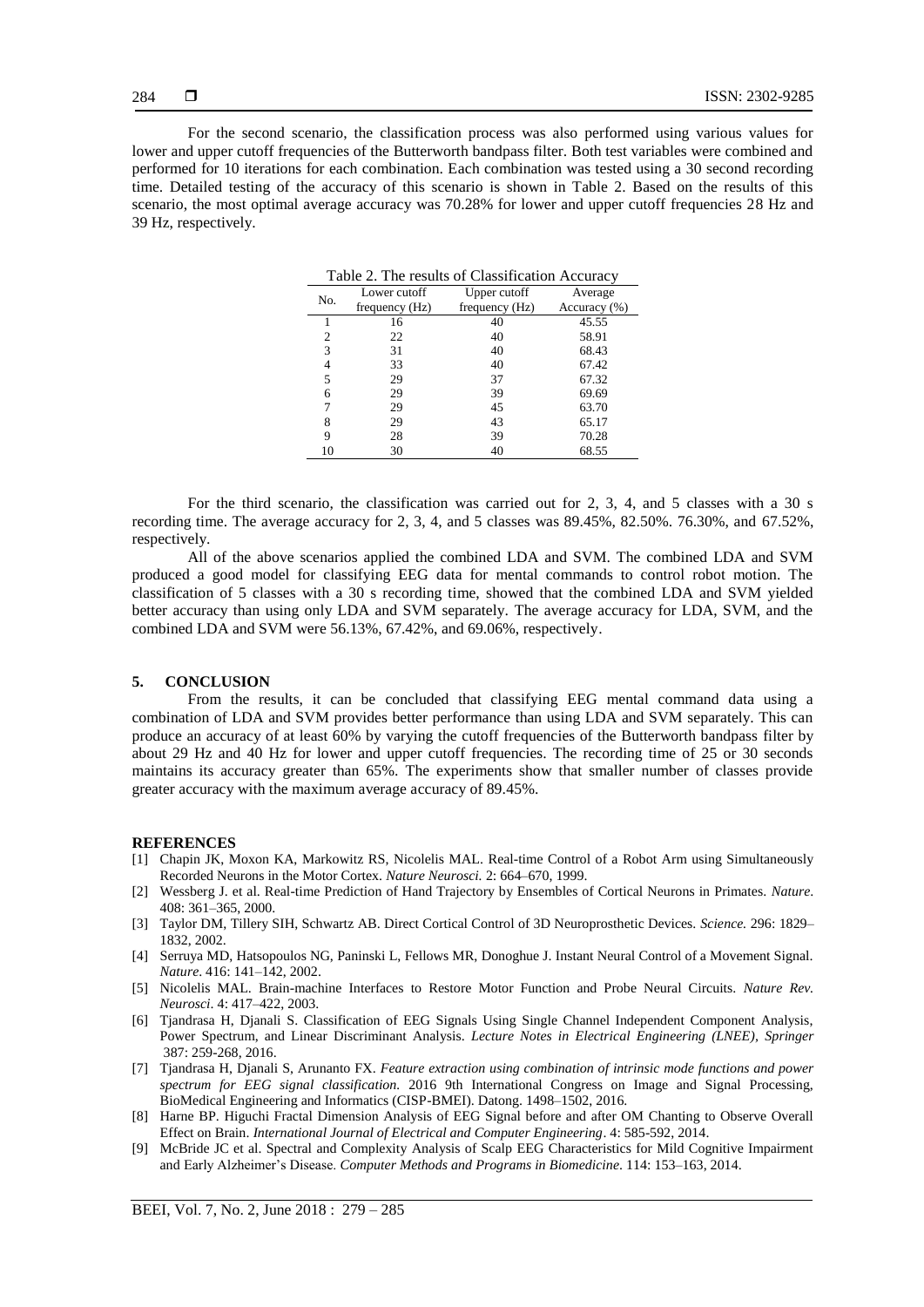For the second scenario, the classification process was also performed using various values for lower and upper cutoff frequencies of the Butterworth bandpass filter. Both test variables were combined and performed for 10 iterations for each combination. Each combination was tested using a 30 second recording time. Detailed testing of the accuracy of this scenario is shown in Table 2. Based on the results of this scenario, the most optimal average accuracy was 70.28% for lower and upper cutoff frequencies 28 Hz and 39 Hz, respectively.

Table 2. The results of Classification Accuracy

| No. | Lower cutoff frequency (Hz) | Upper cutoff frequency (Hz) | Average Accuracy (%) |
|---|---|---|---|
| 1 | 16 | 40 | 45.55 |
| 2 | 22 | 40 | 58.91 |
| 3 | 31 | 40 | 68.43 |
| 4 | 33 | 40 | 67.42 |
| 5 | 29 | 37 | 67.32 |
| 6 | 29 | 39 | 69.69 |
| 7 | 29 | 45 | 63.70 |
| 8 | 29 | 43 | 65.17 |
| 9 | 28 | 39 | 70.28 |
| 10 | 30 | 40 | 68.55 |

For the third scenario, the classification was carried out for 2, 3, 4, and 5 classes with a 30 s recording time. The average accuracy for 2, 3, 4, and 5 classes was 89.45%, 82.50%. 76.30%, and 67.52%, respectively.

All of the above scenarios applied the combined LDA and SVM. The combined LDA and SVM produced a good model for classifying EEG data for mental commands to control robot motion. The classification of 5 classes with a 30 s recording time, showed that the combined LDA and SVM yielded better accuracy than using only LDA and SVM separately. The average accuracy for LDA, SVM, and the combined LDA and SVM were 56.13%, 67.42%, and 69.06%, respectively.

## 5. CONCLUSION

From the results, it can be concluded that classifying EEG mental command data using a combination of LDA and SVM provides better performance than using LDA and SVM separately. This can produce an accuracy of at least 60% by varying the cutoff frequencies of the Butterworth bandpass filter by about 29 Hz and 40 Hz for lower and upper cutoff frequencies. The recording time of 25 or 30 seconds maintains its accuracy greater than 65%. The experiments show that smaller number of classes provide greater accuracy with the maximum average accuracy of 89.45%.

## REFERENCES

[1] Chapin JK, Moxon KA, Markowitz RS, Nicolelis MAL. Real-time Control of a Robot Arm using Simultaneously Recorded Neurons in the Motor Cortex. *Nature Neurosci.* 2: 664–670, 1999.

[2] Wessberg J. et al. Real-time Prediction of Hand Trajectory by Ensembles of Cortical Neurons in Primates. *Nature*. 408: 361–365, 2000.

[3] Taylor DM, Tillery SIH, Schwartz AB. Direct Cortical Control of 3D Neuroprosthetic Devices. *Science.* 296: 1829–1832, 2002.

[4] Serruya MD, Hatsopoulos NG, Paninski L, Fellows MR, Donoghue J. Instant Neural Control of a Movement Signal. *Nature*. 416: 141–142, 2002.

[5] Nicolelis MAL. Brain-machine Interfaces to Restore Motor Function and Probe Neural Circuits. *Nature Rev. Neurosci*. 4: 417–422, 2003.

[6] Tjandrasa H, Djanali S. Classification of EEG Signals Using Single Channel Independent Component Analysis, Power Spectrum, and Linear Discriminant Analysis. *Lecture Notes in Electrical Engineering (LNEE), Springer* 387: 259-268, 2016.

[7] Tjandrasa H, Djanali S, Arunanto FX. *Feature extraction using combination of intrinsic mode functions and power spectrum for EEG signal classification*. 2016 9th International Congress on Image and Signal Processing, BioMedical Engineering and Informatics (CISP-BMEI). Datong. 1498–1502, 2016.

[8] Harne BP. Higuchi Fractal Dimension Analysis of EEG Signal before and after OM Chanting to Observe Overall Effect on Brain. *International Journal of Electrical and Computer Engineering*. 4: 585-592, 2014.

[9] McBride JC et al. Spectral and Complexity Analysis of Scalp EEG Characteristics for Mild Cognitive Impairment and Early Alzheimer's Disease. *Computer Methods and Programs in Biomedicine*. 114: 153–163, 2014.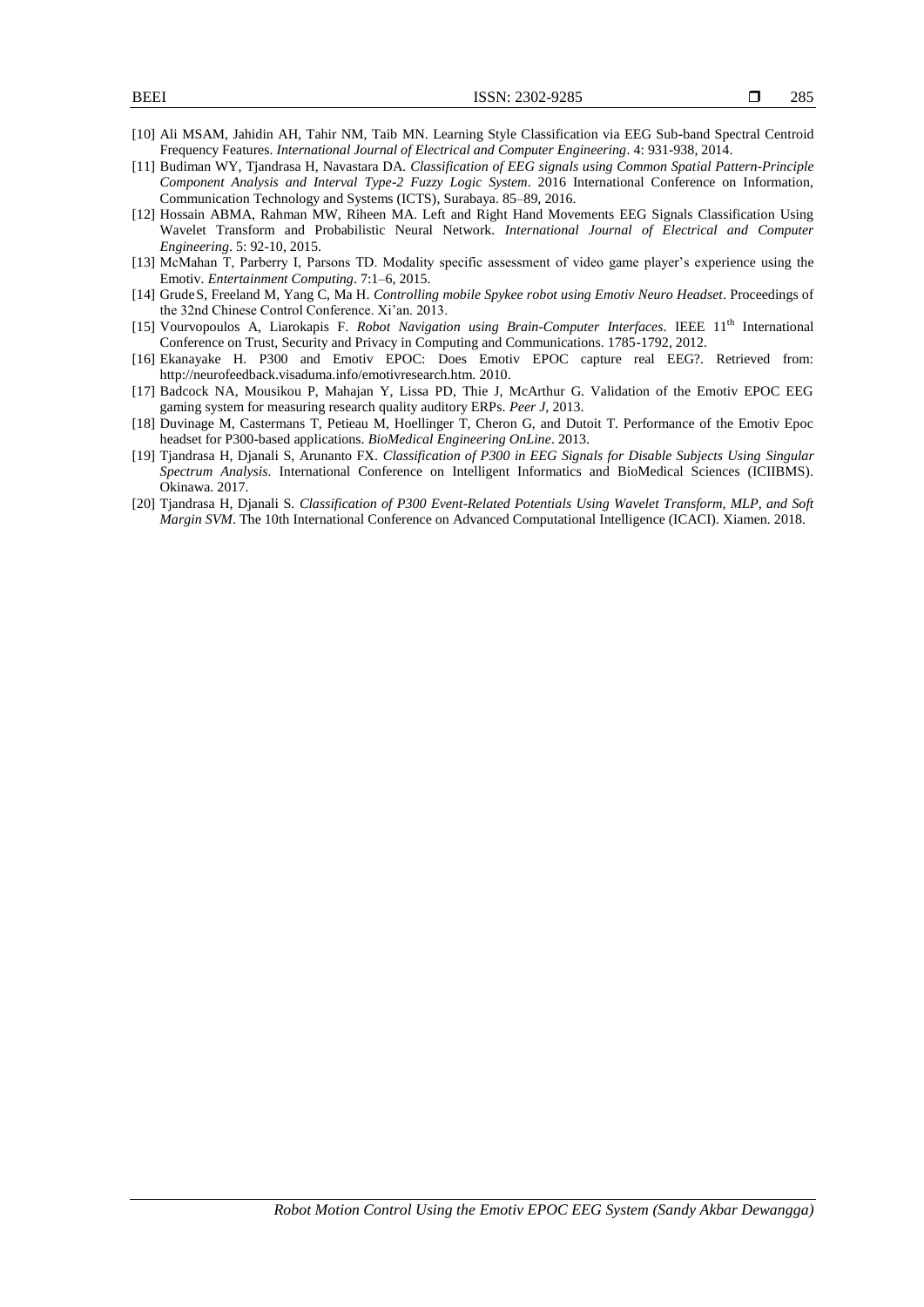[10] Ali MSAM, Jahidin AH, Tahir NM, Taib MN. Learning Style Classification via EEG Sub-band Spectral Centroid Frequency Features. *International Journal of Electrical and Computer Engineering*. 4: 931-938, 2014.

[11] Budiman WY, Tjandrasa H, Navastara DA. *Classification of EEG signals using Common Spatial Pattern-Principle Component Analysis and Interval Type-2 Fuzzy Logic System*. 2016 International Conference on Information, Communication Technology and Systems (ICTS), Surabaya. 85–89, 2016.

[12] Hossain ABMA, Rahman MW, Riheen MA. Left and Right Hand Movements EEG Signals Classification Using Wavelet Transform and Probabilistic Neural Network. *International Journal of Electrical and Computer Engineering*. 5: 92-10, 2015.

[13] McMahan T, Parberry I, Parsons TD. Modality specific assessment of video game player's experience using the Emotiv. *Entertainment Computing*. 7:1–6, 2015.

[14] GrudeS, Freeland M, Yang C, Ma H. *Controlling mobile Spykee robot using Emotiv Neuro Headset*. Proceedings of the 32nd Chinese Control Conference. Xi'an. 2013.

[15] Vourvopoulos A, Liarokapis F. *Robot Navigation using Brain-Computer Interfaces*. IEEE 11th International Conference on Trust, Security and Privacy in Computing and Communications. 1785-1792, 2012.

[16] Ekanayake H. P300 and Emotiv EPOC: Does Emotiv EPOC capture real EEG?. Retrieved from: http://neurofeedback.visaduma.info/emotivresearch.htm. 2010.

[17] Badcock NA, Mousikou P, Mahajan Y, Lissa PD, Thie J, McArthur G. Validation of the Emotiv EPOC EEG gaming system for measuring research quality auditory ERPs. *Peer J*, 2013.

[18] Duvinage M, Castermans T, Petieau M, Hoellinger T, Cheron G, and Dutoit T. Performance of the Emotiv Epoc headset for P300-based applications. *BioMedical Engineering OnLine*. 2013.

[19] Tjandrasa H, Djanali S, Arunanto FX. *Classification of P300 in EEG Signals for Disable Subjects Using Singular Spectrum Analysis*. International Conference on Intelligent Informatics and BioMedical Sciences (ICIIBMS). Okinawa. 2017.

[20] Tjandrasa H, Djanali S. *Classification of P300 Event-Related Potentials Using Wavelet Transform, MLP, and Soft Margin SVM*. The 10th International Conference on Advanced Computational Intelligence (ICACI). Xiamen. 2018.